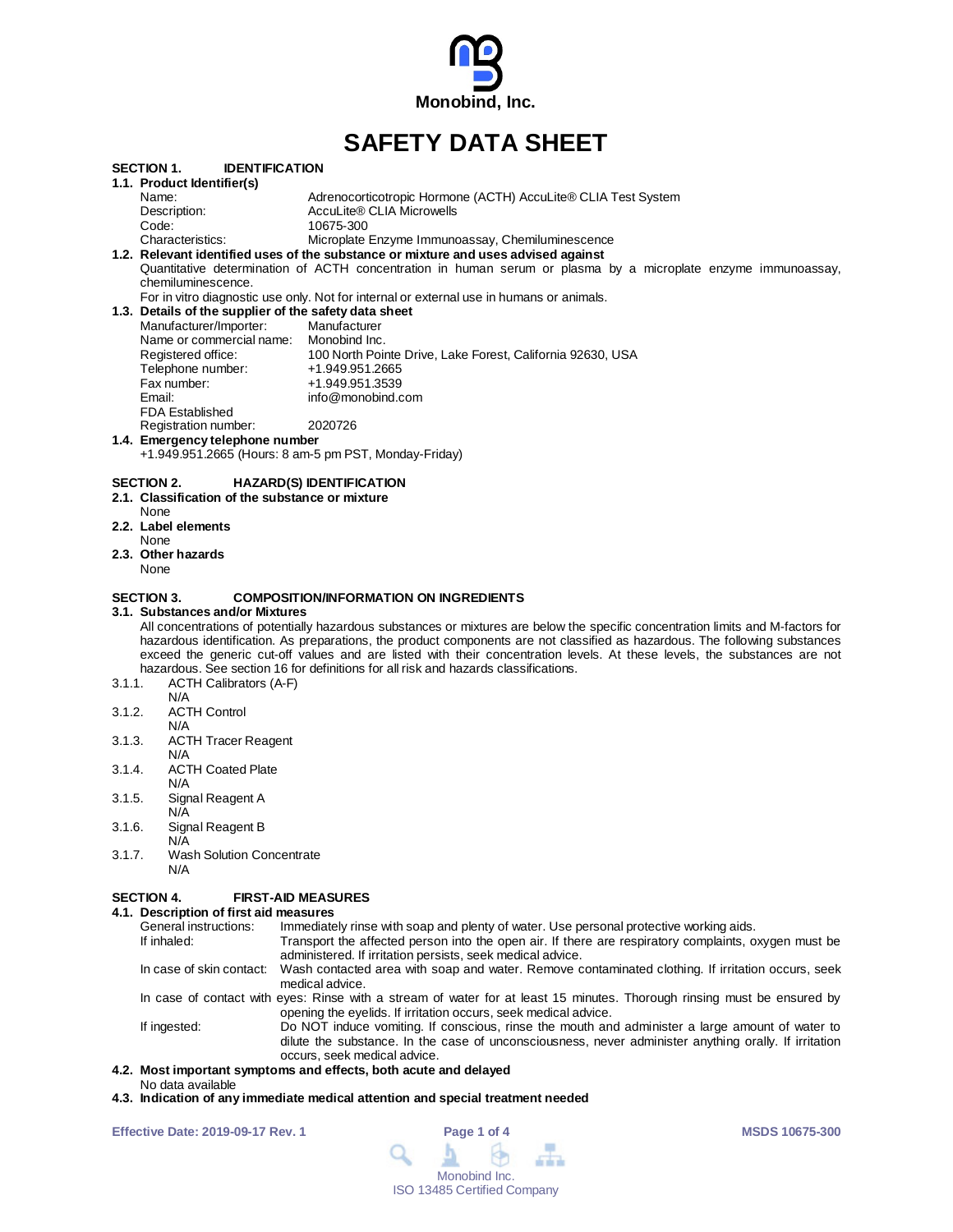Monobind, Inc.

# SAFETY DATA SHEET

## SECTION 1. IDENTIFICATION

### 1.1. Product Identifier(s)

| | |
|---|---|
| Name: | Adrenocorticotropic Hormone (ACTH) AccuLite® CLIA Test System |
| Description: | AccuLite® CLIA Microwells |
| Code: | 10675-300 |
| Characteristics: | Microplate Enzyme Immunoassay, Chemiluminescence |

### 1.2. Relevant identified uses of the substance or mixture and uses advised against

Quantitative determination of ACTH concentration in human serum or plasma by a microplate enzyme immunoassay, chemiluminescence.

For in vitro diagnostic use only. Not for internal or external use in humans or animals.

### 1.3. Details of the supplier of the safety data sheet

| | |
|---|---|
| Manufacturer/Importer: | Manufacturer |
| Name or commercial name: | Monobind Inc. |
| Registered office: | 100 North Pointe Drive, Lake Forest, California 92630, USA |
| Telephone number: | +1.949.951.2665 |
| Fax number: | +1.949.951.3539 |
| Email: | info@monobind.com |
| FDA Established Registration number: | 2020726 |

### 1.4. Emergency telephone number

+1.949.951.2665 (Hours: 8 am-5 pm PST, Monday-Friday)

## SECTION 2. HAZARD(S) IDENTIFICATION

### 2.1. Classification of the substance or mixture

None

### 2.2. Label elements

None

### 2.3. Other hazards

None

## SECTION 3. COMPOSITION/INFORMATION ON INGREDIENTS

### 3.1. Substances and/or Mixtures

All concentrations of potentially hazardous substances or mixtures are below the specific concentration limits and M-factors for hazardous identification. As preparations, the product components are not classified as hazardous. The following substances exceed the generic cut-off values and are listed with their concentration levels. At these levels, the substances are not hazardous. See section 16 for definitions for all risk and hazards classifications.

3.1.1. ACTH Calibrators (A-F)
N/A

3.1.2. ACTH Control
N/A

3.1.3. ACTH Tracer Reagent
N/A

3.1.4. ACTH Coated Plate
N/A

3.1.5. Signal Reagent A
N/A

3.1.6. Signal Reagent B
N/A

3.1.7. Wash Solution Concentrate
N/A

## SECTION 4. FIRST-AID MEASURES

### 4.1. Description of first aid measures

General instructions: Immediately rinse with soap and plenty of water. Use personal protective working aids.

If inhaled: Transport the affected person into the open air. If there are respiratory complaints, oxygen must be administered. If irritation persists, seek medical advice.

In case of skin contact: Wash contacted area with soap and water. Remove contaminated clothing. If irritation occurs, seek medical advice.

In case of contact with eyes: Rinse with a stream of water for at least 15 minutes. Thorough rinsing must be ensured by opening the eyelids. If irritation occurs, seek medical advice.

If ingested: Do NOT induce vomiting. If conscious, rinse the mouth and administer a large amount of water to dilute the substance. In the case of unconsciousness, never administer anything orally. If irritation occurs, seek medical advice.

### 4.2. Most important symptoms and effects, both acute and delayed

No data available

### 4.3. Indication of any immediate medical attention and special treatment needed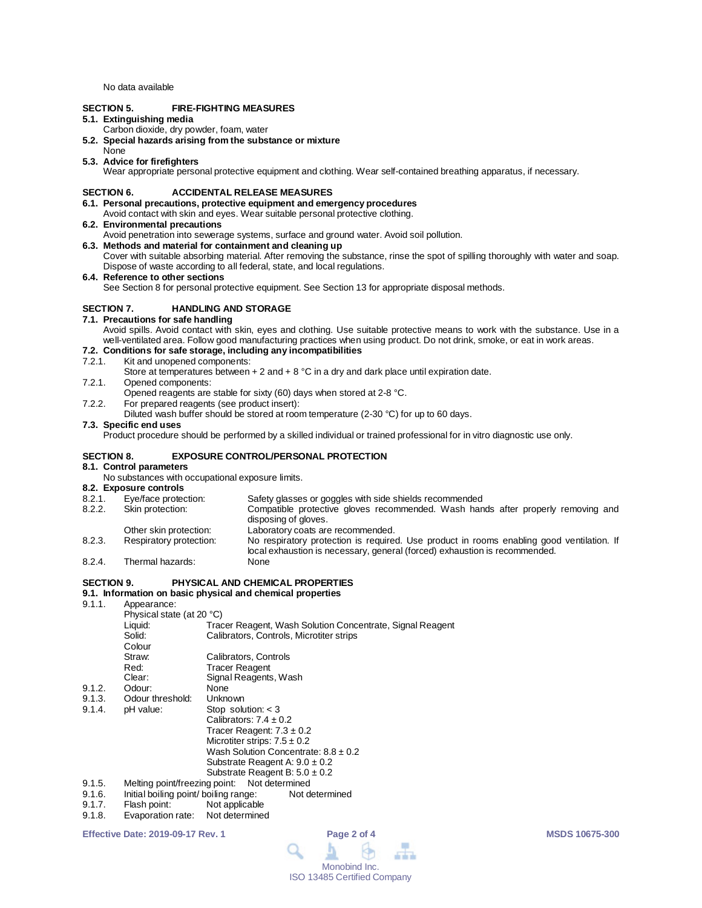No data available

## SECTION 5. FIRE-FIGHTING MEASURES

**5.1. Extinguishing media**

Carbon dioxide, dry powder, foam, water

**5.2. Special hazards arising from the substance or mixture**

None

**5.3. Advice for firefighters**

Wear appropriate personal protective equipment and clothing. Wear self-contained breathing apparatus, if necessary.

## SECTION 6. ACCIDENTAL RELEASE MEASURES

**6.1. Personal precautions, protective equipment and emergency procedures**

Avoid contact with skin and eyes. Wear suitable personal protective clothing.

**6.2. Environmental precautions**

Avoid penetration into sewerage systems, surface and ground water. Avoid soil pollution.

**6.3. Methods and material for containment and cleaning up**

Cover with suitable absorbing material. After removing the substance, rinse the spot of spilling thoroughly with water and soap. Dispose of waste according to all federal, state, and local regulations.

**6.4. Reference to other sections**

See Section 8 for personal protective equipment. See Section 13 for appropriate disposal methods.

## SECTION 7. HANDLING AND STORAGE

**7.1. Precautions for safe handling**

Avoid spills. Avoid contact with skin, eyes and clothing. Use suitable protective means to work with the substance. Use in a well-ventilated area. Follow good manufacturing practices when using product. Do not drink, smoke, or eat in work areas.

**7.2. Conditions for safe storage, including any incompatibilities**

7.2.1. Kit and unopened components:
Store at temperatures between + 2 and + 8 °C in a dry and dark place until expiration date.

7.2.1. Opened components:
Opened reagents are stable for sixty (60) days when stored at 2-8 °C.

7.2.2. For prepared reagents (see product insert):
Diluted wash buffer should be stored at room temperature (2-30 °C) for up to 60 days.

**7.3. Specific end uses**

Product procedure should be performed by a skilled individual or trained professional for in vitro diagnostic use only.

## SECTION 8. EXPOSURE CONTROL/PERSONAL PROTECTION

**8.1. Control parameters**

No substances with occupational exposure limits.

**8.2. Exposure controls**

| | | |
|---|---|---|
| 8.2.1. | Eye/face protection: | Safety glasses or goggles with side shields recommended |
| 8.2.2. | Skin protection: | Compatible protective gloves recommended. Wash hands after properly removing and disposing of gloves. |
| | Other skin protection: | Laboratory coats are recommended. |
| 8.2.3. | Respiratory protection: | No respiratory protection is required. Use product in rooms enabling good ventilation. If local exhaustion is necessary, general (forced) exhaustion is recommended. |
| 8.2.4. | Thermal hazards: | None |

## SECTION 9. PHYSICAL AND CHEMICAL PROPERTIES

**9.1. Information on basic physical and chemical properties**

9.1.1. Appearance:

Physical state (at 20 °C)

| | |
|---|---|
| Liquid: | Tracer Reagent, Wash Solution Concentrate, Signal Reagent |
| Solid: | Calibrators, Controls, Microtiter strips |

Colour

| | |
|---|---|
| Straw: | Calibrators, Controls |
| Red: | Tracer Reagent |
| Clear: | Signal Reagents, Wash |

9.1.2. Odour: None

9.1.3. Odour threshold: Unknown

9.1.4. pH value:
- Stop solution: < 3
- Calibrators: 7.4 ± 0.2
- Tracer Reagent: 7.3 ± 0.2
- Microtiter strips: 7.5 ± 0.2
- Wash Solution Concentrate: 8.8 ± 0.2
- Substrate Reagent A: 9.0 ± 0.2
- Substrate Reagent B: 5.0 ± 0.2

9.1.5. Melting point/freezing point: Not determined

9.1.6. Initial boiling point/ boiling range: Not determined

9.1.7. Flash point: Not applicable

9.1.8. Evaporation rate: Not determined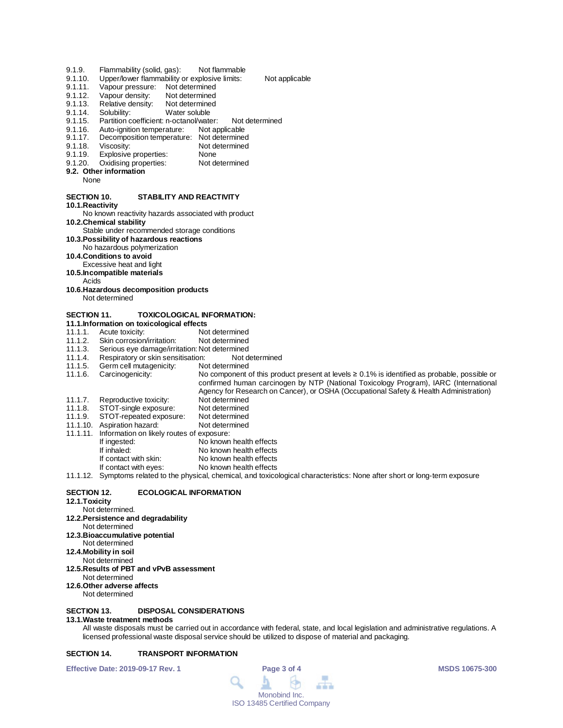9.1.9. Flammability (solid, gas): Not flammable
9.1.10. Upper/lower flammability or explosive limits: Not applicable
9.1.11. Vapour pressure: Not determined
9.1.12. Vapour density: Not determined
9.1.13. Relative density: Not determined
9.1.14. Solubility: Water soluble
9.1.15. Partition coefficient: n-octanol/water: Not determined
9.1.16. Auto-ignition temperature: Not applicable
9.1.17. Decomposition temperature: Not determined
9.1.18. Viscosity: Not determined
9.1.19. Explosive properties: None
9.1.20. Oxidising properties: Not determined

**9.2. Other information**

None

## SECTION 10. STABILITY AND REACTIVITY

**10.1.Reactivity**

No known reactivity hazards associated with product

**10.2.Chemical stability**

Stable under recommended storage conditions

**10.3.Possibility of hazardous reactions**

No hazardous polymerization

**10.4.Conditions to avoid**

Excessive heat and light

**10.5.Incompatible materials**

Acids

**10.6.Hazardous decomposition products**

Not determined

## SECTION 11. TOXICOLOGICAL INFORMATION:

**11.1.Information on toxicological effects**

11.1.1. Acute toxicity: Not determined
11.1.2. Skin corrosion/irritation: Not determined
11.1.3. Serious eye damage/irritation: Not determined
11.1.4. Respiratory or skin sensitisation: Not determined
11.1.5. Germ cell mutagenicity: Not determined
11.1.6. Carcinogenicity: No component of this product present at levels ≥ 0.1% is identified as probable, possible or confirmed human carcinogen by NTP (National Toxicology Program), IARC (International Agency for Research on Cancer), or OSHA (Occupational Safety & Health Administration)
11.1.7. Reproductive toxicity: Not determined
11.1.8. STOT-single exposure: Not determined
11.1.9. STOT-repeated exposure: Not determined
11.1.10. Aspiration hazard: Not determined
11.1.11. Information on likely routes of exposure:
- If ingested: No known health effects
- If inhaled: No known health effects
- If contact with skin: No known health effects
- If contact with eyes: No known health effects

11.1.12. Symptoms related to the physical, chemical, and toxicological characteristics: None after short or long-term exposure

## SECTION 12. ECOLOGICAL INFORMATION

**12.1.Toxicity**

Not determined.

**12.2.Persistence and degradability**

Not determined

**12.3.Bioaccumulative potential**

Not determined

**12.4.Mobility in soil**

Not determined

**12.5.Results of PBT and vPvB assessment**

Not determined

**12.6.Other adverse affects**

Not determined

## SECTION 13. DISPOSAL CONSIDERATIONS

**13.1.Waste treatment methods**

All waste disposals must be carried out in accordance with federal, state, and local legislation and administrative regulations. A licensed professional waste disposal service should be utilized to dispose of material and packaging.

## SECTION 14. TRANSPORT INFORMATION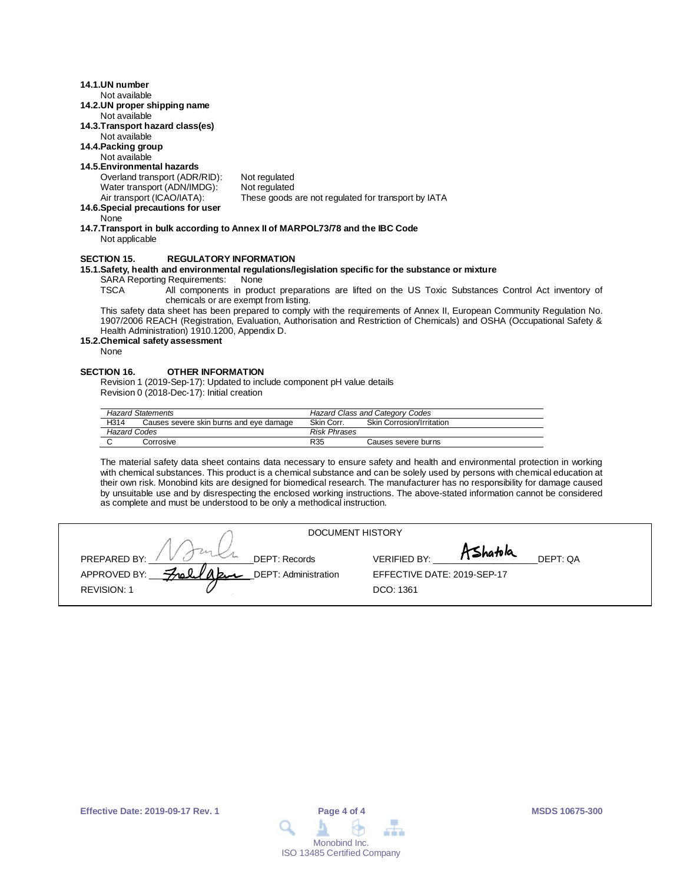**14.1.UN number**
Not available

**14.2.UN proper shipping name**
Not available

**14.3.Transport hazard class(es)**
Not available

**14.4.Packing group**
Not available

**14.5.Environmental hazards**

| | |
|---|---|
| Overland transport (ADR/RID): | Not regulated |
| Water transport (ADN/IMDG): | Not regulated |
| Air transport (ICAO/IATA): | These goods are not regulated for transport by IATA |

**14.6.Special precautions for user**
None

**14.7.Transport in bulk according to Annex II of MARPOL73/78 and the IBC Code**
Not applicable

## SECTION 15. REGULATORY INFORMATION

**15.1.Safety, health and environmental regulations/legislation specific for the substance or mixture**

SARA Reporting Requirements: None

TSCA All components in product preparations are lifted on the US Toxic Substances Control Act inventory of chemicals or are exempt from listing.

This safety data sheet has been prepared to comply with the requirements of Annex II, European Community Regulation No. 1907/2006 REACH (Registration, Evaluation, Authorisation and Restriction of Chemicals) and OSHA (Occupational Safety & Health Administration) 1910.1200, Appendix D.

**15.2.Chemical safety assessment**
None

## SECTION 16. OTHER INFORMATION

Revision 1 (2019-Sep-17): Updated to include component pH value details
Revision 0 (2018-Dec-17): Initial creation

| *Hazard Statements* | | *Hazard Class and Category Codes* | |
|---|---|---|---|
| H314 | Causes severe skin burns and eye damage | Skin Corr. | Skin Corrosion/Irritation |
| *Hazard Codes* | | *Risk Phrases* | |
| C | Corrosive | R35 | Causes severe burns |

The material safety data sheet contains data necessary to ensure safety and health and environmental protection in working with chemical substances. This product is a chemical substance and can be solely used by persons with chemical education at their own risk. Monobind kits are designed for biomedical research. The manufacturer has no responsibility for damage caused by unsuitable use and by disrespecting the enclosed working instructions. The above-stated information cannot be considered as complete and must be understood to be only a methodical instruction.

DOCUMENT HISTORY

| | | | |
|---|---|---|---|
| PREPARED BY: [signature] | DEPT: Records | VERIFIED BY: Ashatola | DEPT: QA |
| APPROVED BY: [signature] | DEPT: Administration | EFFECTIVE DATE: 2019-SEP-17 | |
| REVISION: 1 | | DCO: 1361 | |